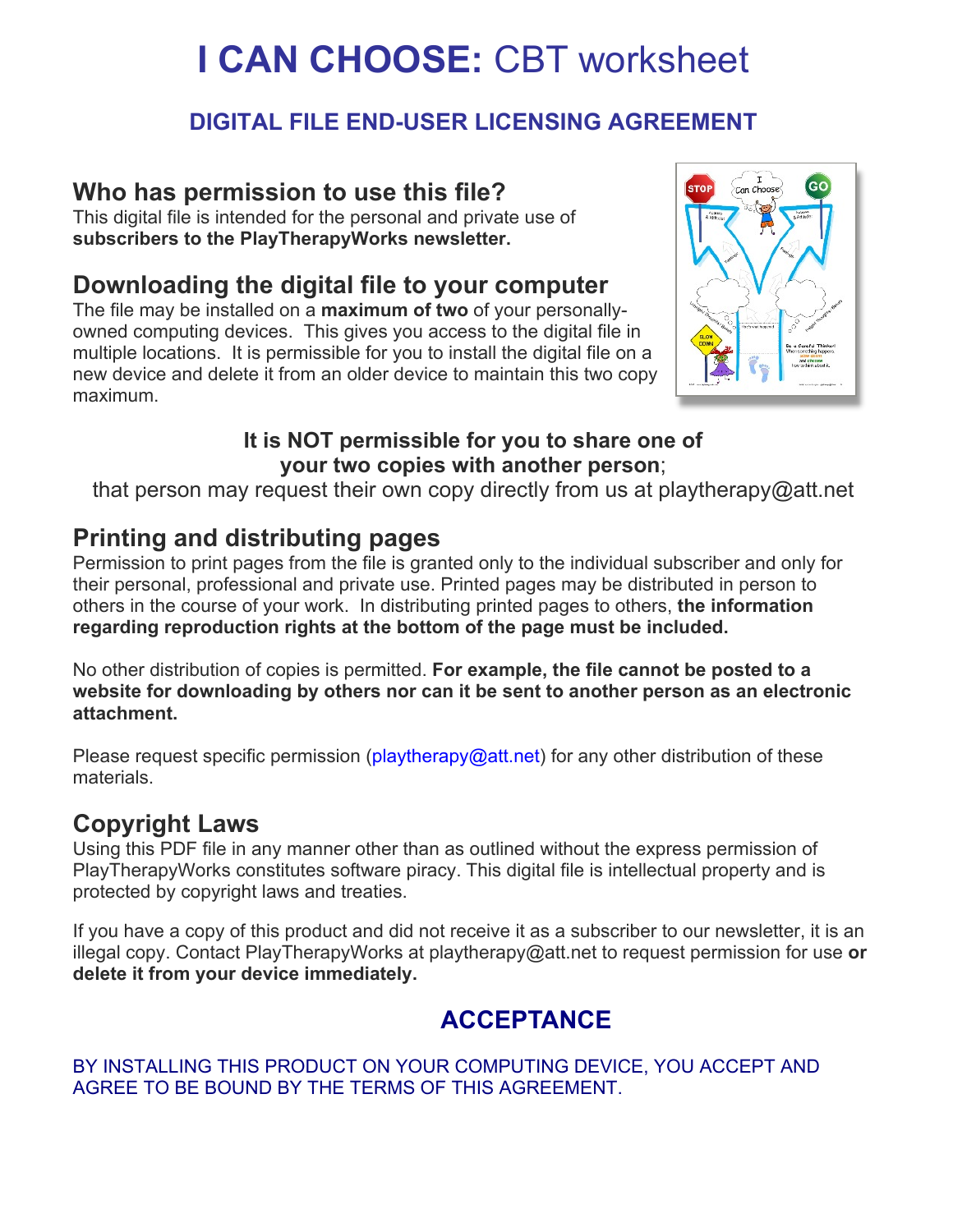# I CAN CHOOSE: CBT worksheet

## DIGITAL FILE END-USER LICENSING AGREEMENT

## Who has permission to use this file?

This digital file is intended for the personal and private use of **subscribers to the PlayTherapyWorks newsletter.**

## Downloading the digital file to your computer

The file may be installed on a **maximum of two** of your personally-owned computing devices. This gives you access to the digital file in multiple locations. It is permissible for you to install the digital file on a new device and delete it from an older device to maintain this two copy maximum.

**It is NOT permissible for you to share one of your two copies with another person**; that person may request their own copy directly from us at playtherapy@att.net

## Printing and distributing pages

Permission to print pages from the file is granted only to the individual subscriber and only for their personal, professional and private use. Printed pages may be distributed in person to others in the course of your work. In distributing printed pages to others, **the information regarding reproduction rights at the bottom of the page must be included.**

No other distribution of copies is permitted. **For example, the file cannot be posted to a website for downloading by others nor can it be sent to another person as an electronic attachment.**

Please request specific permission (playtherapy@att.net) for any other distribution of these materials.

## Copyright Laws

Using this PDF file in any manner other than as outlined without the express permission of PlayTherapyWorks constitutes software piracy. This digital file is intellectual property and is protected by copyright laws and treaties.

If you have a copy of this product and did not receive it as a subscriber to our newsletter, it is an illegal copy. Contact PlayTherapyWorks at playtherapy@att.net to request permission for use **or delete it from your device immediately.**

## ACCEPTANCE

BY INSTALLING THIS PRODUCT ON YOUR COMPUTING DEVICE, YOU ACCEPT AND AGREE TO BE BOUND BY THE TERMS OF THIS AGREEMENT.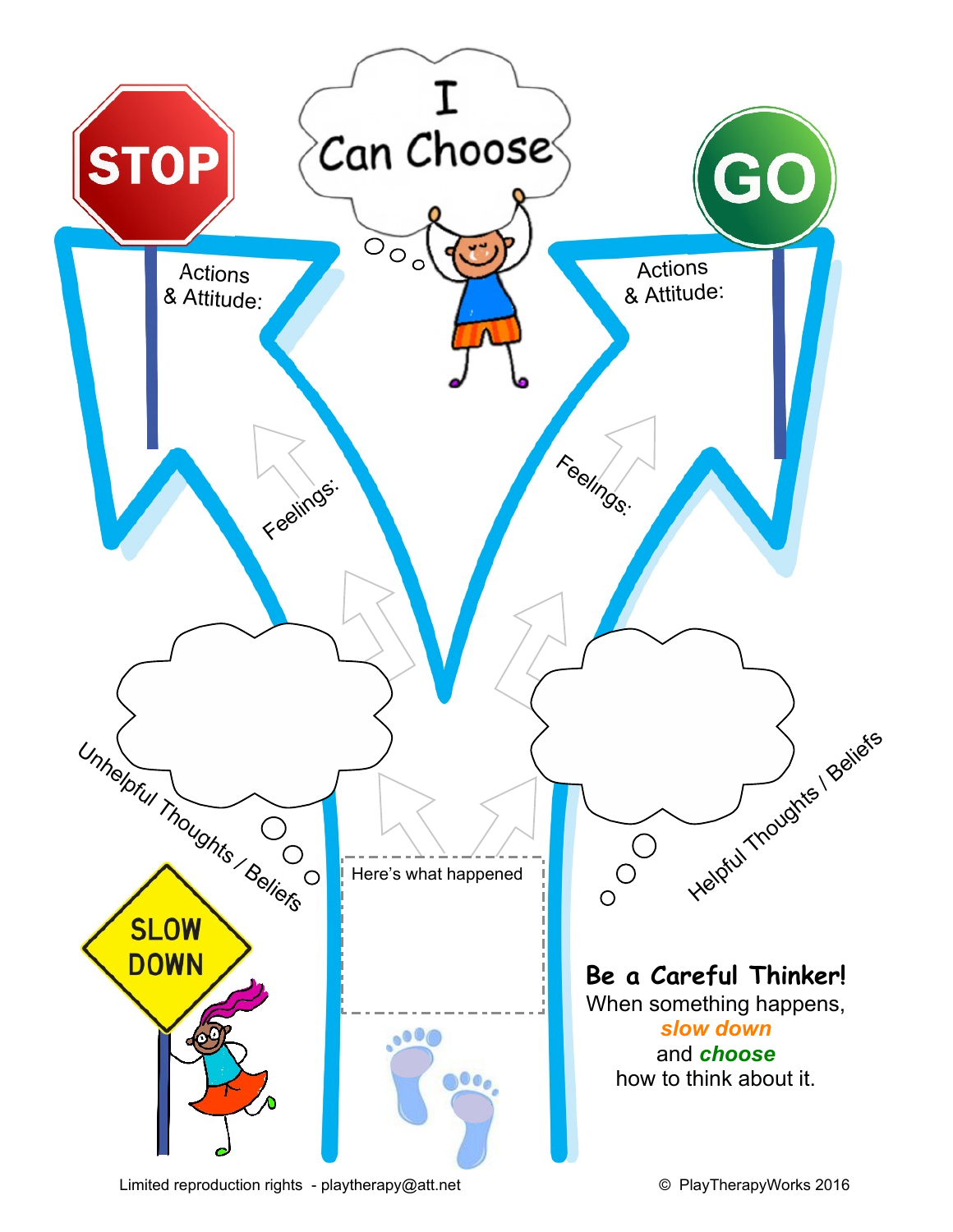# I Can Choose

STOP

GO

Actions & Attitude:

Actions & Attitude:

Feelings:

Feelings:

Unhelpful Thoughts / Beliefs

Helpful Thoughts / Beliefs

Here's what happened

SLOW DOWN

**Be a Careful Thinker!**

When something happens,
*slow down*
and ***choose***
how to think about it.

Limited reproduction rights - playtherapy@att.net

© PlayTherapyWorks 2016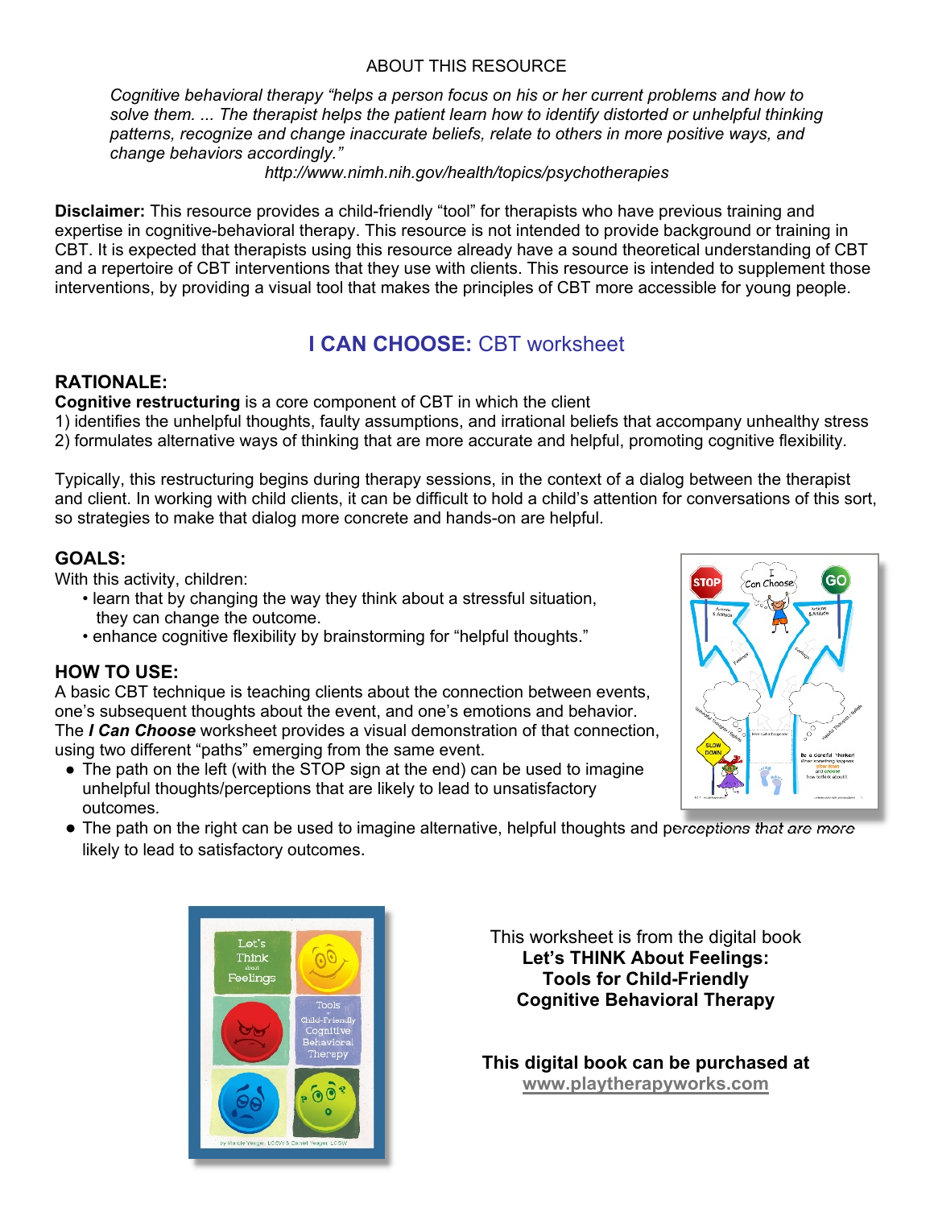ABOUT THIS RESOURCE

*Cognitive behavioral therapy "helps a person focus on his or her current problems and how to solve them. ... The therapist helps the patient learn how to identify distorted or unhelpful thinking patterns, recognize and change inaccurate beliefs, relate to others in more positive ways, and change behaviors accordingly."*
*http://www.nimh.nih.gov/health/topics/psychotherapies*

**Disclaimer:** This resource provides a child-friendly "tool" for therapists who have previous training and expertise in cognitive-behavioral therapy. This resource is not intended to provide background or training in CBT. It is expected that therapists using this resource already have a sound theoretical understanding of CBT and a repertoire of CBT interventions that they use with clients. This resource is intended to supplement those interventions, by providing a visual tool that makes the principles of CBT more accessible for young people.

## I CAN CHOOSE: CBT worksheet

### RATIONALE:

**Cognitive restructuring** is a core component of CBT in which the client
1) identifies the unhelpful thoughts, faulty assumptions, and irrational beliefs that accompany unhealthy stress
2) formulates alternative ways of thinking that are more accurate and helpful, promoting cognitive flexibility.

Typically, this restructuring begins during therapy sessions, in the context of a dialog between the therapist and client. In working with child clients, it can be difficult to hold a child's attention for conversations of this sort, so strategies to make that dialog more concrete and hands-on are helpful.

### GOALS:

With this activity, children:
- learn that by changing the way they think about a stressful situation, they can change the outcome.
- enhance cognitive flexibility by brainstorming for "helpful thoughts."

### HOW TO USE:

A basic CBT technique is teaching clients about the connection between events, one's subsequent thoughts about the event, and one's emotions and behavior. The ***I Can Choose*** worksheet provides a visual demonstration of that connection, using two different "paths" emerging from the same event.

- The path on the left (with the STOP sign at the end) can be used to imagine unhelpful thoughts/perceptions that are likely to lead to unsatisfactory outcomes.
- The path on the right can be used to imagine alternative, helpful thoughts and perceptions that are more likely to lead to satisfactory outcomes.

This worksheet is from the digital book
**Let's THINK About Feelings:**
**Tools for Child-Friendly**
**Cognitive Behavioral Therapy**

**This digital book can be purchased at**
**www.playtherapyworks.com**